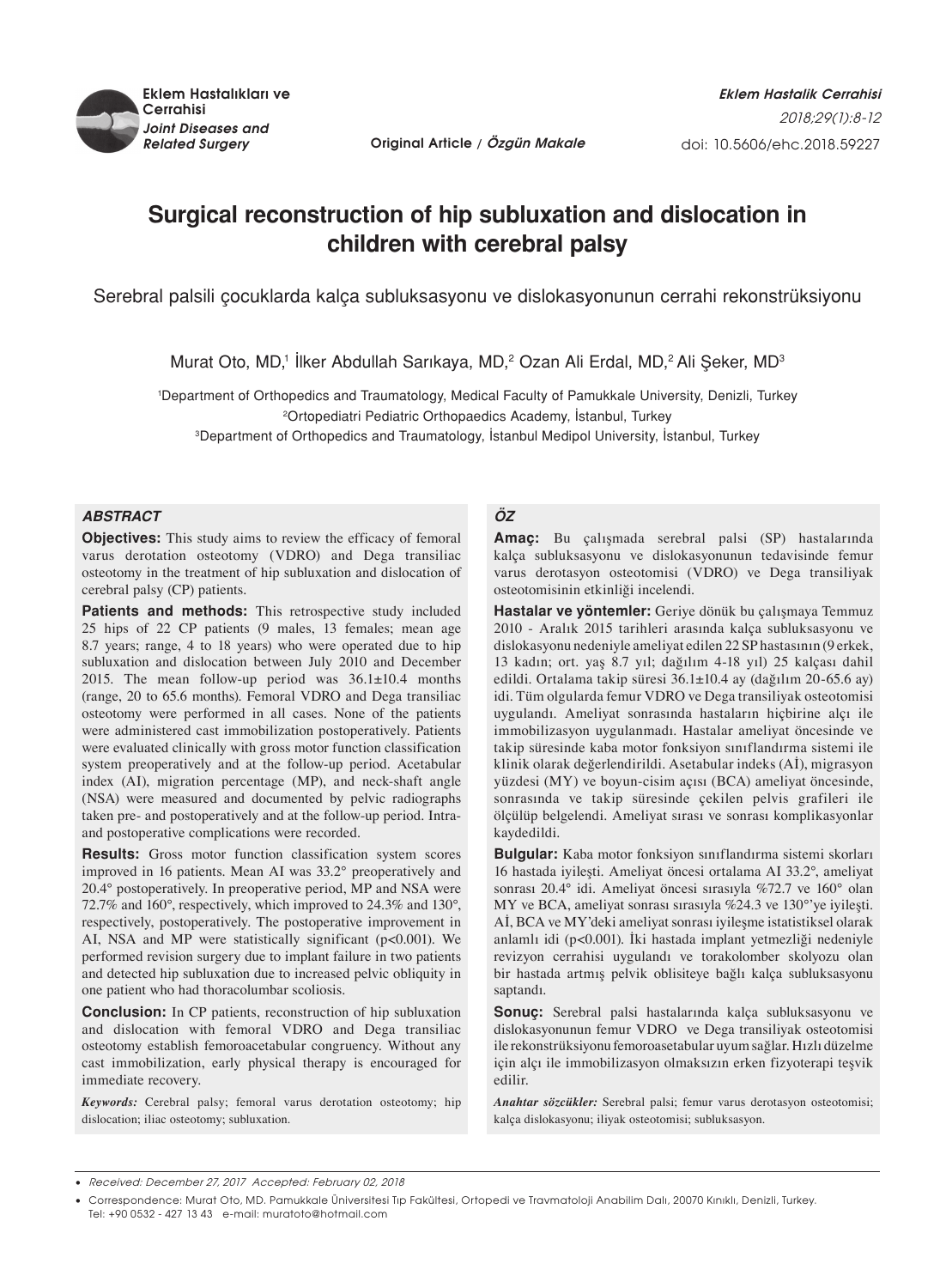Original Article / *Özgün Makale*

doi: 10.5606/ehc.2018.59227

# Surgical reconstruction of hip subluxation and dislocation in children with cerebral palsy

## Serebral palsili çocuklarda kalça subluksasyonu ve dislokasyonunun cerrahi rekonstrüksiyonu

Murat Oto, MD,[1] İlker Abdullah Sarıkaya, MD,[2] Ozan Ali Erdal, MD,[2] Ali Şeker, MD[3]

[1]Department of Orthopedics and Traumatology, Medical Faculty of Pamukkale University, Denizli, Turkey
[2]Ortopediatri Pediatric Orthopaedics Academy, İstanbul, Turkey
[3]Department of Orthopedics and Traumatology, İstanbul Medipol University, İstanbul, Turkey

### *ABSTRACT*

**Objectives:** This study aims to review the efficacy of femoral varus derotation osteotomy (VDRO) and Dega transiliac osteotomy in the treatment of hip subluxation and dislocation of cerebral palsy (CP) patients.

**Patients and methods:** This retrospective study included 25 hips of 22 CP patients (9 males, 13 females; mean age 8.7 years; range, 4 to 18 years) who were operated due to hip subluxation and dislocation between July 2010 and December 2015. The mean follow-up period was 36.1±10.4 months (range, 20 to 65.6 months). Femoral VDRO and Dega transiliac osteotomy were performed in all cases. None of the patients were administered cast immobilization postoperatively. Patients were evaluated clinically with gross motor function classification system preoperatively and at the follow-up period. Acetabular index (AI), migration percentage (MP), and neck-shaft angle (NSA) were measured and documented by pelvic radiographs taken pre- and postoperatively and at the follow-up period. Intra- and postoperative complications were recorded.

**Results:** Gross motor function classification system scores improved in 16 patients. Mean AI was 33.2° preoperatively and 20.4° postoperatively. In preoperative period, MP and NSA were 72.7% and 160°, respectively, which improved to 24.3% and 130°, respectively, postoperatively. The postoperative improvement in AI, NSA and MP were statistically significant ($p<0.001$). We performed revision surgery due to implant failure in two patients and detected hip subluxation due to increased pelvic obliquity in one patient who had thoracolumbar scoliosis.

**Conclusion:** In CP patients, reconstruction of hip subluxation and dislocation with femoral VDRO and Dega transiliac osteotomy establish femoroacetabular congruency. Without any cast immobilization, early physical therapy is encouraged for immediate recovery.

***Keywords:*** Cerebral palsy; femoral varus derotation osteotomy; hip dislocation; iliac osteotomy; subluxation.

### *ÖZ*

**Amaç:** Bu çalışmada serebral palsi (SP) hastalarında kalça subluksasyonu ve dislokasyonunun tedavisinde femur varus derotasyon osteotomisi (VDRO) ve Dega transiliyak osteotomisinin etkinliği incelendi.

**Hastalar ve yöntemler:** Geriye dönük bu çalışmaya Temmuz 2010 - Aralık 2015 tarihleri arasında kalça subluksasyonu ve dislokasyonu nedeniyle ameliyat edilen 22 SP hastasının (9 erkek, 13 kadın; ort. yaş 8.7 yıl; dağılım 4-18 yıl) 25 kalçası dahil edildi. Ortalama takip süresi 36.1±10.4 ay (dağılım 20-65.6 ay) idi. Tüm olgularda femur VDRO ve Dega transiliyak osteotomisi uygulandı. Ameliyat sonrasında hastaların hiçbirine alçı ile immobilizasyon uygulanmadı. Hastalar ameliyat öncesinde ve takip süresinde kaba motor fonksiyon sınıflandırma sistemi ile klinik olarak değerlendirildi. Asetabular indeks (Aİ), migrasyon yüzdesi (MY) ve boyun-cisim açısı (BCA) ameliyat öncesinde, sonrasında ve takip süresinde çekilen pelvis grafileri ile ölçülüp belgelendi. Ameliyat sırası ve sonrası komplikasyonlar kaydedildi.

**Bulgular:** Kaba motor fonksiyon sınıflandırma sistemi skorları 16 hastada iyileşti. Ameliyat öncesi ortalama Aİ 33.2°, ameliyat sonrası 20.4° idi. Ameliyat öncesi sırasıyla %72.7 ve 160° olan MY ve BCA, ameliyat sonrası sırasıyla %24.3 ve 130°'ye iyileşti. Aİ, BCA ve MY'deki ameliyat sonrası iyileşme istatistiksel olarak anlamlı idi ($p<0.001$). İki hastada implant yetmezliği nedeniyle revizyon cerrahisi uygulandı ve torakolomber skolyozu olan bir hastada artmış pelvik oblisiteye bağlı kalça subluksasyonu saptandı.

**Sonuç:** Serebral palsi hastalarında kalça subluksasyonu ve dislokasyonunun femur VDRO ve Dega transiliyak osteotomisi ile rekonstrüksiyonu femoroasetabular uyum sağlar. Hızlı düzelme için alçı ile immobilizasyon olmaksızın erken fizyoterapi teşvik edilir.

***Anahtar sözcükler:*** Serebral palsi; femur varus derotasyon osteotomisi; kalça dislokasyonu; iliyak osteotomisi; subluksasyon.

---

- *Received: December 27, 2017 Accepted: February 02, 2018*
- Correspondence: Murat Oto, MD. Pamukkale Üniversitesi Tıp Fakültesi, Ortopedi ve Travmatoloji Anabilim Dalı, 20070 Kınıklı, Denizli, Turkey. Tel: +90 0532 - 427 13 43 e-mail: muratoto@hotmail.com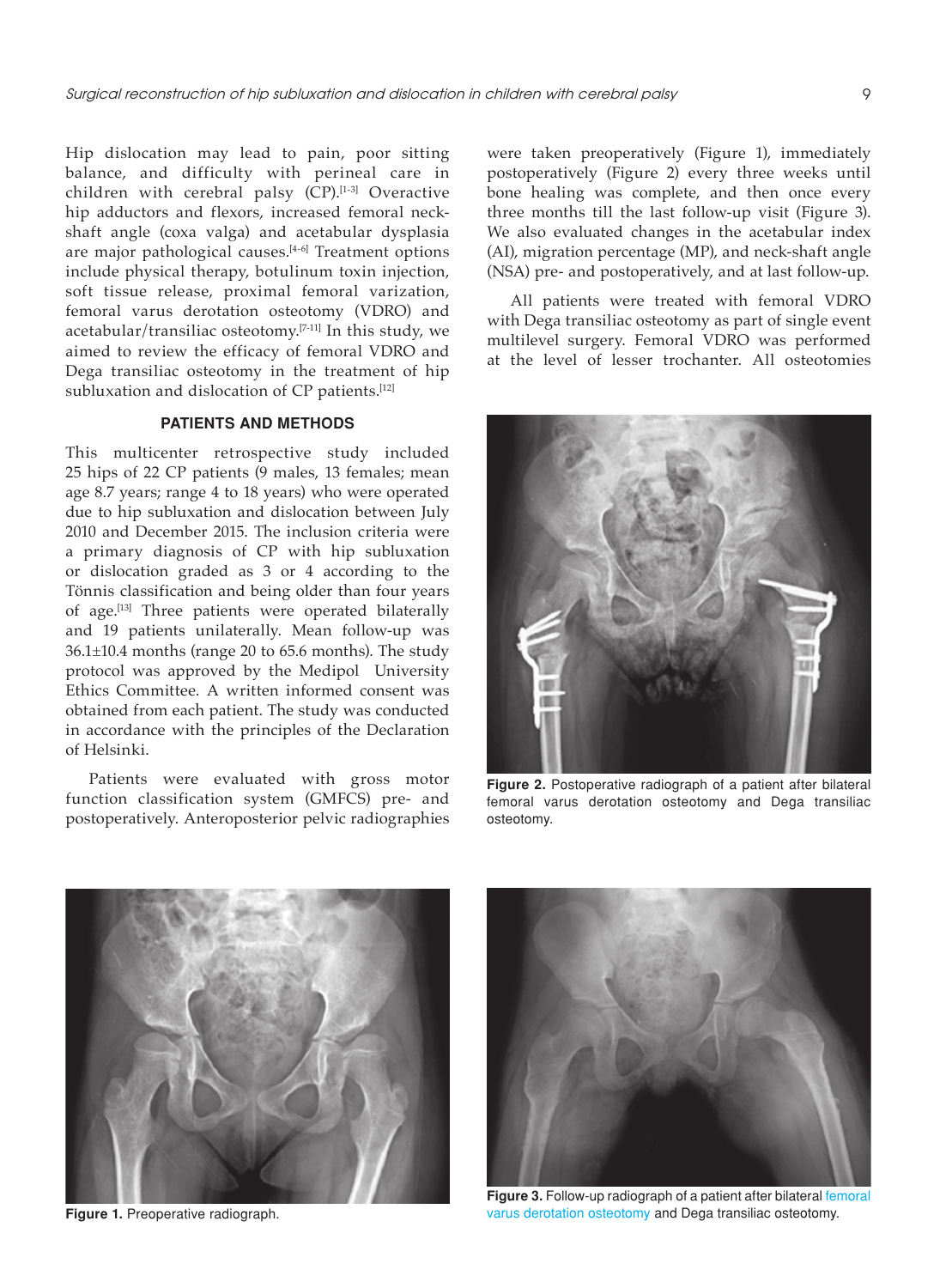Hip dislocation may lead to pain, poor sitting balance, and difficulty with perineal care in children with cerebral palsy (CP).[1-3] Overactive hip adductors and flexors, increased femoral neck-shaft angle (coxa valga) and acetabular dysplasia are major pathological causes.[4-6] Treatment options include physical therapy, botulinum toxin injection, soft tissue release, proximal femoral varization, femoral varus derotation osteotomy (VDRO) and acetabular/transiliac osteotomy.[7-11] In this study, we aimed to review the efficacy of femoral VDRO and Dega transiliac osteotomy in the treatment of hip subluxation and dislocation of CP patients.[12]

## PATIENTS AND METHODS

This multicenter retrospective study included 25 hips of 22 CP patients (9 males, 13 females; mean age 8.7 years; range 4 to 18 years) who were operated due to hip subluxation and dislocation between July 2010 and December 2015. The inclusion criteria were a primary diagnosis of CP with hip subluxation or dislocation graded as 3 or 4 according to the Tönnis classification and being older than four years of age.[13] Three patients were operated bilaterally and 19 patients unilaterally. Mean follow-up was 36.1±10.4 months (range 20 to 65.6 months). The study protocol was approved by the Medipol University Ethics Committee. A written informed consent was obtained from each patient. The study was conducted in accordance with the principles of the Declaration of Helsinki.

Patients were evaluated with gross motor function classification system (GMFCS) pre- and postoperatively. Anteroposterior pelvic radiographies were taken preoperatively (Figure 1), immediately postoperatively (Figure 2) every three weeks until bone healing was complete, and then once every three months till the last follow-up visit (Figure 3). We also evaluated changes in the acetabular index (AI), migration percentage (MP), and neck-shaft angle (NSA) pre- and postoperatively, and at last follow-up.

All patients were treated with femoral VDRO with Dega transiliac osteotomy as part of single event multilevel surgery. Femoral VDRO was performed at the level of lesser trochanter. All osteotomies

**Figure 2.** Postoperative radiograph of a patient after bilateral femoral varus derotation osteotomy and Dega transiliac osteotomy.

**Figure 1.** Preoperative radiograph.

**Figure 3.** Follow-up radiograph of a patient after bilateral femoral varus derotation osteotomy and Dega transiliac osteotomy.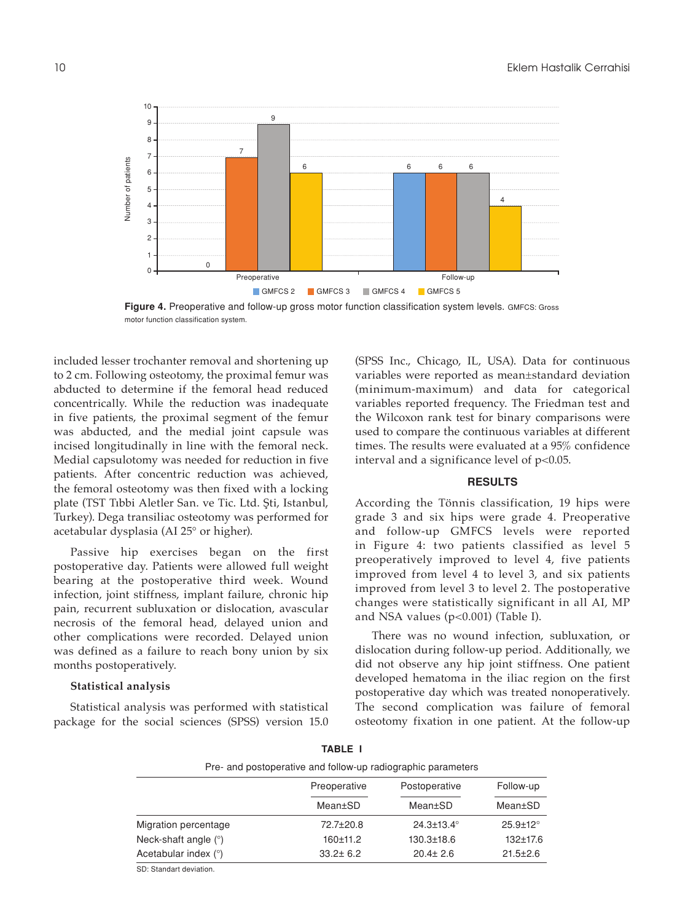Figure 4. Preoperative and follow-up gross motor function classification system levels. GMFCS: Gross motor function classification system.

included lesser trochanter removal and shortening up to 2 cm. Following osteotomy, the proximal femur was abducted to determine if the femoral head reduced concentrically. While the reduction was inadequate in five patients, the proximal segment of the femur was abducted, and the medial joint capsule was incised longitudinally in line with the femoral neck. Medial capsulotomy was needed for reduction in five patients. After concentric reduction was achieved, the femoral osteotomy was then fixed with a locking plate (TST Tıbbi Aletler San. ve Tic. Ltd. Şti, Istanbul, Turkey). Dega transiliac osteotomy was performed for acetabular dysplasia (AI 25° or higher).

Passive hip exercises began on the first postoperative day. Patients were allowed full weight bearing at the postoperative third week. Wound infection, joint stiffness, implant failure, chronic hip pain, recurrent subluxation or dislocation, avascular necrosis of the femoral head, delayed union and other complications were recorded. Delayed union was defined as a failure to reach bony union by six months postoperatively.

### Statistical analysis

Statistical analysis was performed with statistical package for the social sciences (SPSS) version 15.0 (SPSS Inc., Chicago, IL, USA). Data for continuous variables were reported as mean±standard deviation (minimum-maximum) and data for categorical variables reported frequency. The Friedman test and the Wilcoxon rank test for binary comparisons were used to compare the continuous variables at different times. The results were evaluated at a 95% confidence interval and a significance level of $p<0.05$.

## RESULTS

According the Tönnis classification, 19 hips were grade 3 and six hips were grade 4. Preoperative and follow-up GMFCS levels were reported in Figure 4: two patients classified as level 5 preoperatively improved to level 4, five patients improved from level 4 to level 3, and six patients improved from level 3 to level 2. The postoperative changes were statistically significant in all AI, MP and NSA values ($p<0.001$) (Table I).

There was no wound infection, subluxation, or dislocation during follow-up period. Additionally, we did not observe any hip joint stiffness. One patient developed hematoma in the iliac region on the first postoperative day which was treated nonoperatively. The second complication was failure of femoral osteotomy fixation in one patient. At the follow-up

**TABLE I**

Pre- and postoperative and follow-up radiographic parameters

| | Preoperative | Postoperative | Follow-up |
|---|---|---|---|
| | Mean±SD | Mean±SD | Mean±SD |
| Migration percentage | 72.7±20.8 | 24.3±13.4° | 25.9±12° |
| Neck-shaft angle (°) | 160±11.2 | 130.3±18.6 | 132±17.6 |
| Acetabular index (°) | 33.2± 6.2 | 20.4± 2.6 | 21.5±2.6 |

SD: Standart deviation.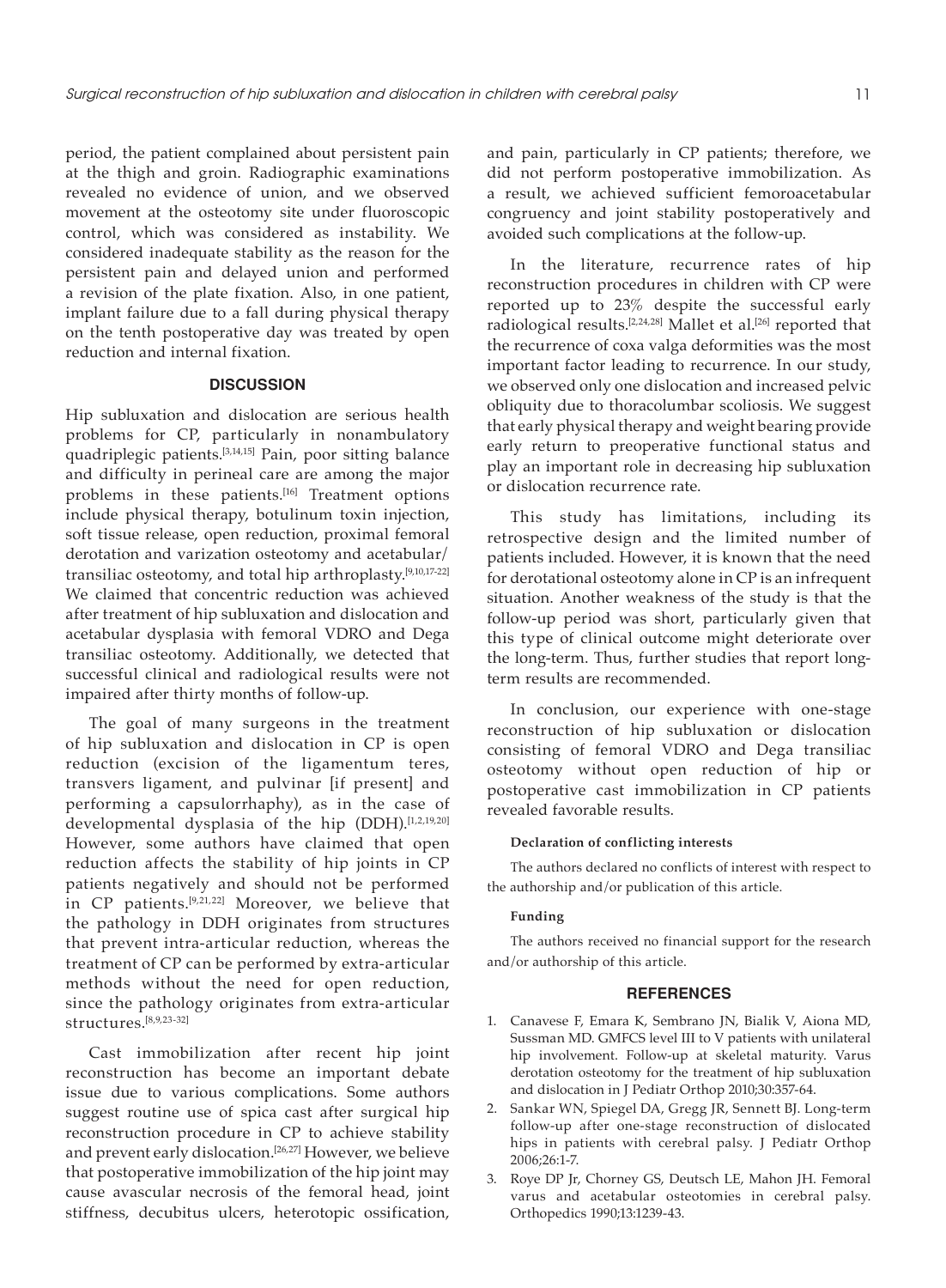period, the patient complained about persistent pain at the thigh and groin. Radiographic examinations revealed no evidence of union, and we observed movement at the osteotomy site under fluoroscopic control, which was considered as instability. We considered inadequate stability as the reason for the persistent pain and delayed union and performed a revision of the plate fixation. Also, in one patient, implant failure due to a fall during physical therapy on the tenth postoperative day was treated by open reduction and internal fixation.

## DISCUSSION

Hip subluxation and dislocation are serious health problems for CP, particularly in nonambulatory quadriplegic patients.[3,14,15] Pain, poor sitting balance and difficulty in perineal care are among the major problems in these patients.[16] Treatment options include physical therapy, botulinum toxin injection, soft tissue release, open reduction, proximal femoral derotation and varization osteotomy and acetabular/transiliac osteotomy, and total hip arthroplasty.[9,10,17-22] We claimed that concentric reduction was achieved after treatment of hip subluxation and dislocation and acetabular dysplasia with femoral VDRO and Dega transiliac osteotomy. Additionally, we detected that successful clinical and radiological results were not impaired after thirty months of follow-up.

The goal of many surgeons in the treatment of hip subluxation and dislocation in CP is open reduction (excision of the ligamentum teres, transvers ligament, and pulvinar [if present] and performing a capsulorrhaphy), as in the case of developmental dysplasia of the hip (DDH).[1,2,19,20] However, some authors have claimed that open reduction affects the stability of hip joints in CP patients negatively and should not be performed in CP patients.[9,21,22] Moreover, we believe that the pathology in DDH originates from structures that prevent intra-articular reduction, whereas the treatment of CP can be performed by extra-articular methods without the need for open reduction, since the pathology originates from extra-articular structures.[8,9,23-32]

Cast immobilization after recent hip joint reconstruction has become an important debate issue due to various complications. Some authors suggest routine use of spica cast after surgical hip reconstruction procedure in CP to achieve stability and prevent early dislocation.[26,27] However, we believe that postoperative immobilization of the hip joint may cause avascular necrosis of the femoral head, joint stiffness, decubitus ulcers, heterotopic ossification, and pain, particularly in CP patients; therefore, we did not perform postoperative immobilization. As a result, we achieved sufficient femoroacetabular congruency and joint stability postoperatively and avoided such complications at the follow-up.

In the literature, recurrence rates of hip reconstruction procedures in children with CP were reported up to 23% despite the successful early radiological results.[2,24,28] Mallet et al.[26] reported that the recurrence of coxa valga deformities was the most important factor leading to recurrence. In our study, we observed only one dislocation and increased pelvic obliquity due to thoracolumbar scoliosis. We suggest that early physical therapy and weight bearing provide early return to preoperative functional status and play an important role in decreasing hip subluxation or dislocation recurrence rate.

This study has limitations, including its retrospective design and the limited number of patients included. However, it is known that the need for derotational osteotomy alone in CP is an infrequent situation. Another weakness of the study is that the follow-up period was short, particularly given that this type of clinical outcome might deteriorate over the long-term. Thus, further studies that report long-term results are recommended.

In conclusion, our experience with one-stage reconstruction of hip subluxation or dislocation consisting of femoral VDRO and Dega transiliac osteotomy without open reduction of hip or postoperative cast immobilization in CP patients revealed favorable results.

#### Declaration of conflicting interests

The authors declared no conflicts of interest with respect to the authorship and/or publication of this article.

#### Funding

The authors received no financial support for the research and/or authorship of this article.

## REFERENCES

1. Canavese F, Emara K, Sembrano JN, Bialik V, Aiona MD, Sussman MD. GMFCS level III to V patients with unilateral hip involvement. Follow-up at skeletal maturity. Varus derotation osteotomy for the treatment of hip subluxation and dislocation in J Pediatr Orthop 2010;30:357-64.
2. Sankar WN, Spiegel DA, Gregg JR, Sennett BJ. Long-term follow-up after one-stage reconstruction of dislocated hips in patients with cerebral palsy. J Pediatr Orthop 2006;26:1-7.
3. Roye DP Jr, Chorney GS, Deutsch LE, Mahon JH. Femoral varus and acetabular osteotomies in cerebral palsy. Orthopedics 1990;13:1239-43.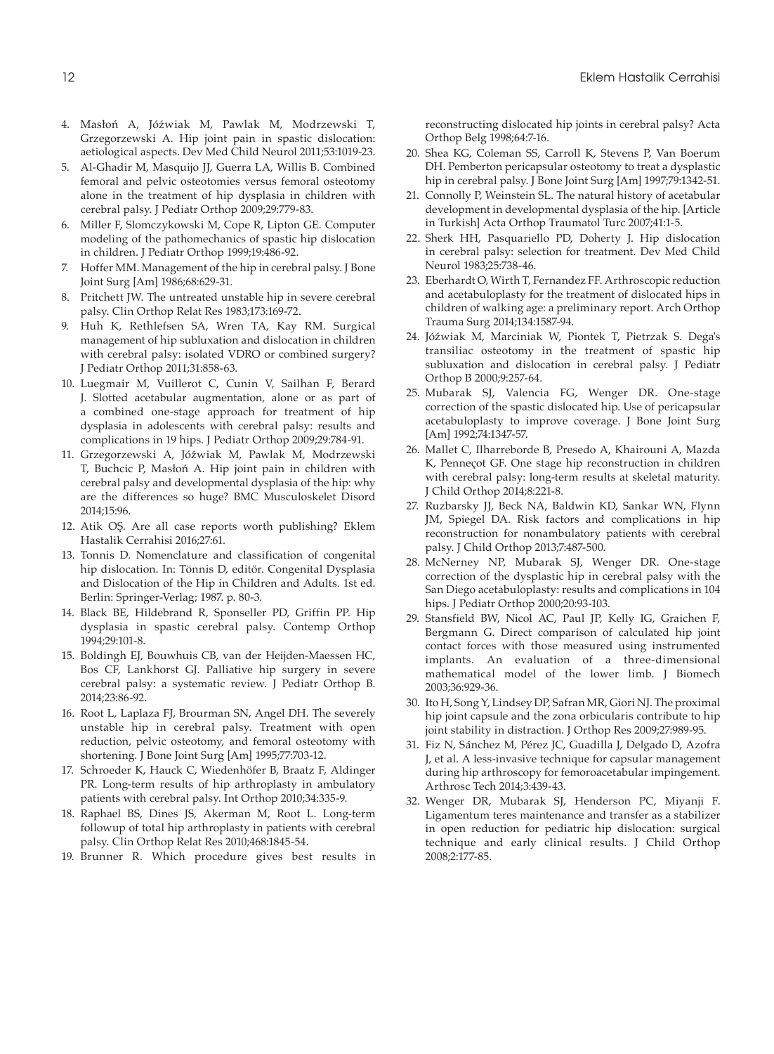4. Masłoń A, Jóźwiak M, Pawlak M, Modrzewski T, Grzegorzewski A. Hip joint pain in spastic dislocation: aetiological aspects. Dev Med Child Neurol 2011;53:1019-23.
5. Al-Ghadir M, Masquijo JJ, Guerra LA, Willis B. Combined femoral and pelvic osteotomies versus femoral osteotomy alone in the treatment of hip dysplasia in children with cerebral palsy. J Pediatr Orthop 2009;29:779-83.
6. Miller F, Slomczykowski M, Cope R, Lipton GE. Computer modeling of the pathomechanics of spastic hip dislocation in children. J Pediatr Orthop 1999;19:486-92.
7. Hoffer MM. Management of the hip in cerebral palsy. J Bone Joint Surg [Am] 1986;68:629-31.
8. Pritchett JW. The untreated unstable hip in severe cerebral palsy. Clin Orthop Relat Res 1983;173:169-72.
9. Huh K, Rethlefsen SA, Wren TA, Kay RM. Surgical management of hip subluxation and dislocation in children with cerebral palsy: isolated VDRO or combined surgery? J Pediatr Orthop 2011;31:858-63.
10. Luegmair M, Vuillerot C, Cunin V, Sailhan F, Berard J. Slotted acetabular augmentation, alone or as part of a combined one-stage approach for treatment of hip dysplasia in adolescents with cerebral palsy: results and complications in 19 hips. J Pediatr Orthop 2009;29:784-91.
11. Grzegorzewski A, Jóźwiak M, Pawlak M, Modrzewski T, Buchcic P, Masłoń A. Hip joint pain in children with cerebral palsy and developmental dysplasia of the hip: why are the differences so huge? BMC Musculoskelet Disord 2014;15:96.
12. Atik OŞ. Are all case reports worth publishing? Eklem Hastalik Cerrahisi 2016;27:61.
13. Tonnis D. Nomenclature and classification of congenital hip dislocation. In: Tönnis D, editör. Congenital Dysplasia and Dislocation of the Hip in Children and Adults. 1st ed. Berlin: Springer-Verlag; 1987. p. 80-3.
14. Black BE, Hildebrand R, Sponseller PD, Griffin PP. Hip dysplasia in spastic cerebral palsy. Contemp Orthop 1994;29:101-8.
15. Boldingh EJ, Bouwhuis CB, van der Heijden-Maessen HC, Bos CF, Lankhorst GJ. Palliative hip surgery in severe cerebral palsy: a systematic review. J Pediatr Orthop B. 2014;23:86-92.
16. Root L, Laplaza FJ, Brourman SN, Angel DH. The severely unstable hip in cerebral palsy. Treatment with open reduction, pelvic osteotomy, and femoral osteotomy with shortening. J Bone Joint Surg [Am] 1995;77:703-12.
17. Schroeder K, Hauck C, Wiedenhöfer B, Braatz F, Aldinger PR. Long-term results of hip arthroplasty in ambulatory patients with cerebral palsy. Int Orthop 2010;34:335-9.
18. Raphael BS, Dines JS, Akerman M, Root L. Long-term followup of total hip arthroplasty in patients with cerebral palsy. Clin Orthop Relat Res 2010;468:1845-54.
19. Brunner R. Which procedure gives best results in reconstructing dislocated hip joints in cerebral palsy? Acta Orthop Belg 1998;64:7-16.
20. Shea KG, Coleman SS, Carroll K, Stevens P, Van Boerum DH. Pemberton pericapsular osteotomy to treat a dysplastic hip in cerebral palsy. J Bone Joint Surg [Am] 1997;79:1342-51.
21. Connolly P, Weinstein SL. The natural history of acetabular development in developmental dysplasia of the hip. [Article in Turkish] Acta Orthop Traumatol Turc 2007;41:1-5.
22. Sherk HH, Pasquariello PD, Doherty J. Hip dislocation in cerebral palsy: selection for treatment. Dev Med Child Neurol 1983;25:738-46.
23. Eberhardt O, Wirth T, Fernandez FF. Arthroscopic reduction and acetabuloplasty for the treatment of dislocated hips in children of walking age: a preliminary report. Arch Orthop Trauma Surg 2014;134:1587-94.
24. Jóźwiak M, Marciniak W, Piontek T, Pietrzak S. Dega's transiliac osteotomy in the treatment of spastic hip subluxation and dislocation in cerebral palsy. J Pediatr Orthop B 2000;9:257-64.
25. Mubarak SJ, Valencia FG, Wenger DR. One-stage correction of the spastic dislocated hip. Use of pericapsular acetabuloplasty to improve coverage. J Bone Joint Surg [Am] 1992;74:1347-57.
26. Mallet C, Ilharreborde B, Presedo A, Khairouni A, Mazda K, Penneçot GF. One stage hip reconstruction in children with cerebral palsy: long-term results at skeletal maturity. J Child Orthop 2014;8:221-8.
27. Ruzbarsky JJ, Beck NA, Baldwin KD, Sankar WN, Flynn JM, Spiegel DA. Risk factors and complications in hip reconstruction for nonambulatory patients with cerebral palsy. J Child Orthop 2013;7:487-500.
28. McNerney NP, Mubarak SJ, Wenger DR. One-stage correction of the dysplastic hip in cerebral palsy with the San Diego acetabuloplasty: results and complications in 104 hips. J Pediatr Orthop 2000;20:93-103.
29. Stansfield BW, Nicol AC, Paul JP, Kelly IG, Graichen F, Bergmann G. Direct comparison of calculated hip joint contact forces with those measured using instrumented implants. An evaluation of a three-dimensional mathematical model of the lower limb. J Biomech 2003;36:929-36.
30. Ito H, Song Y, Lindsey DP, Safran MR, Giori NJ. The proximal hip joint capsule and the zona orbicularis contribute to hip joint stability in distraction. J Orthop Res 2009;27:989-95.
31. Fiz N, Sánchez M, Pérez JC, Guadilla J, Delgado D, Azofra J, et al. A less-invasive technique for capsular management during hip arthroscopy for femoroacetabular impingement. Arthrosc Tech 2014;3:439-43.
32. Wenger DR, Mubarak SJ, Henderson PC, Miyanji F. Ligamentum teres maintenance and transfer as a stabilizer in open reduction for pediatric hip dislocation: surgical technique and early clinical results. J Child Orthop 2008;2:177-85.